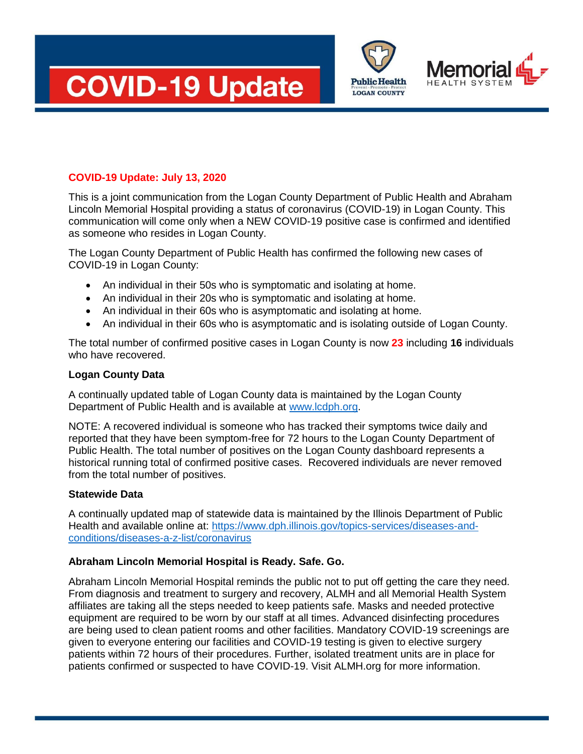# COVID-19 Update

Public Health LOGAN COUNTY

Memorial HEALTH SYSTEM

**COVID-19 Update: July 13, 2020**

This is a joint communication from the Logan County Department of Public Health and Abraham Lincoln Memorial Hospital providing a status of coronavirus (COVID-19) in Logan County. This communication will come only when a NEW COVID-19 positive case is confirmed and identified as someone who resides in Logan County.

The Logan County Department of Public Health has confirmed the following new cases of COVID-19 in Logan County:

- An individual in their 50s who is symptomatic and isolating at home.
- An individual in their 20s who is symptomatic and isolating at home.
- An individual in their 60s who is asymptomatic and isolating at home.
- An individual in their 60s who is asymptomatic and is isolating outside of Logan County.

The total number of confirmed positive cases in Logan County is now **23** including **16** individuals who have recovered.

**Logan County Data**

A continually updated table of Logan County data is maintained by the Logan County Department of Public Health and is available at www.lcdph.org.

NOTE: A recovered individual is someone who has tracked their symptoms twice daily and reported that they have been symptom-free for 72 hours to the Logan County Department of Public Health. The total number of positives on the Logan County dashboard represents a historical running total of confirmed positive cases. Recovered individuals are never removed from the total number of positives.

**Statewide Data**

A continually updated map of statewide data is maintained by the Illinois Department of Public Health and available online at: https://www.dph.illinois.gov/topics-services/diseases-and-conditions/diseases-a-z-list/coronavirus

**Abraham Lincoln Memorial Hospital is Ready. Safe. Go.**

Abraham Lincoln Memorial Hospital reminds the public not to put off getting the care they need. From diagnosis and treatment to surgery and recovery, ALMH and all Memorial Health System affiliates are taking all the steps needed to keep patients safe. Masks and needed protective equipment are required to be worn by our staff at all times. Advanced disinfecting procedures are being used to clean patient rooms and other facilities. Mandatory COVID-19 screenings are given to everyone entering our facilities and COVID-19 testing is given to elective surgery patients within 72 hours of their procedures. Further, isolated treatment units are in place for patients confirmed or suspected to have COVID-19. Visit ALMH.org for more information.